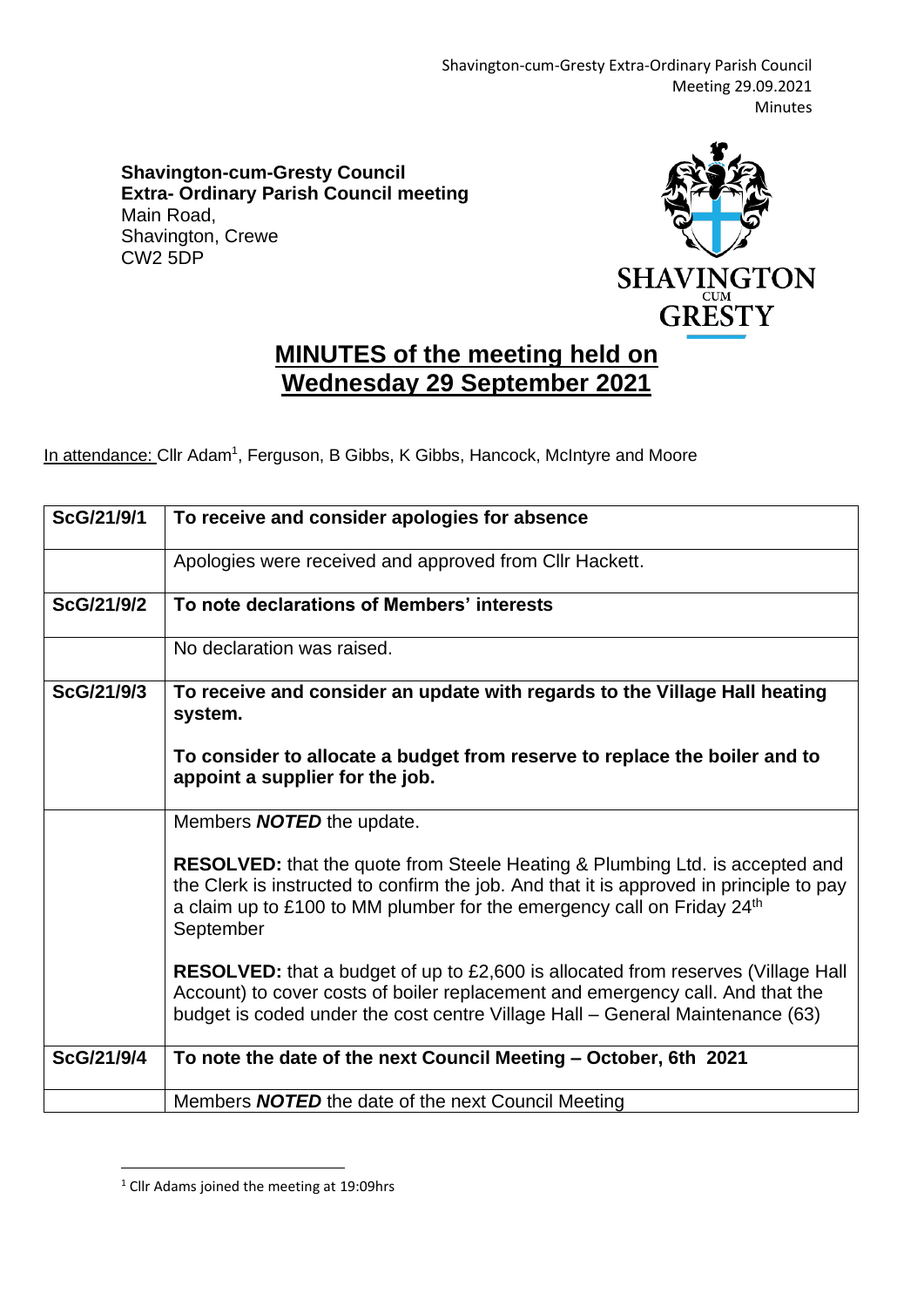**Shavington-cum-Gresty Council**
**Extra- Ordinary Parish Council meeting**
Main Road,
Shavington, Crewe
CW2 5DP

# MINUTES of the meeting held on Wednesday 29 September 2021

In attendance: Cllr Adam[1], Ferguson, B Gibbs, K Gibbs, Hancock, McIntyre and Moore

| | |
|---|---|
| **ScG/21/9/1** | **To receive and consider apologies for absence** |
| | Apologies were received and approved from Cllr Hackett. |
| **ScG/21/9/2** | **To note declarations of Members' interests** |
| | No declaration was raised. |
| **ScG/21/9/3** | **To receive and consider an update with regards to the Village Hall heating system.**<br><br>**To consider to allocate a budget from reserve to replace the boiler and to appoint a supplier for the job.** |
| | Members ***NOTED*** the update.<br><br>**RESOLVED:** that the quote from Steele Heating & Plumbing Ltd. is accepted and the Clerk is instructed to confirm the job. And that it is approved in principle to pay a claim up to £100 to MM plumber for the emergency call on Friday 24th September<br><br>**RESOLVED:** that a budget of up to £2,600 is allocated from reserves (Village Hall Account) to cover costs of boiler replacement and emergency call. And that the budget is coded under the cost centre Village Hall – General Maintenance (63) |
| **ScG/21/9/4** | **To note the date of the next Council Meeting – October, 6th 2021** |
| | Members ***NOTED*** the date of the next Council Meeting |

[1] Cllr Adams joined the meeting at 19:09hrs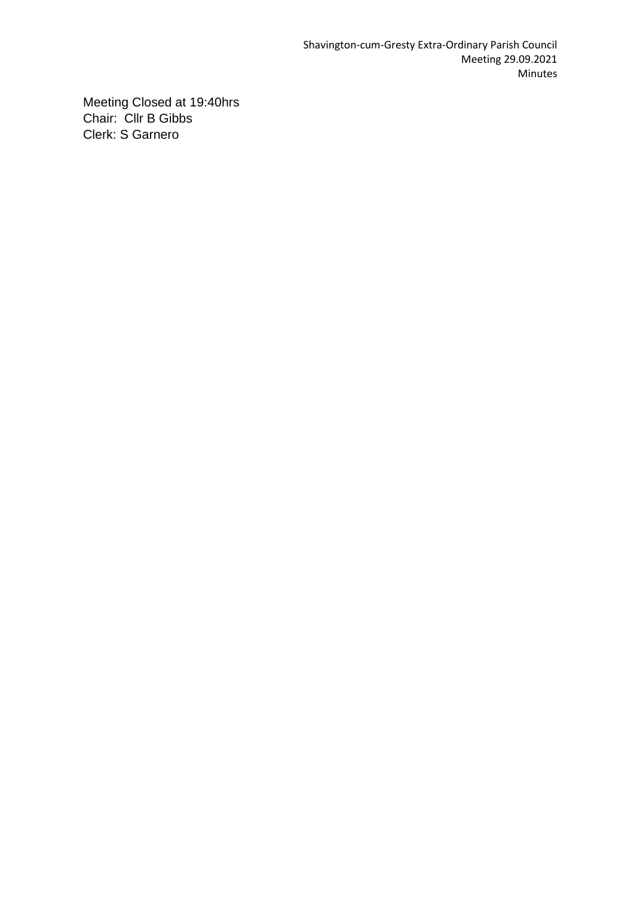Meeting Closed at 19:40hrs
Chair:  Cllr B Gibbs
Clerk: S Garnero